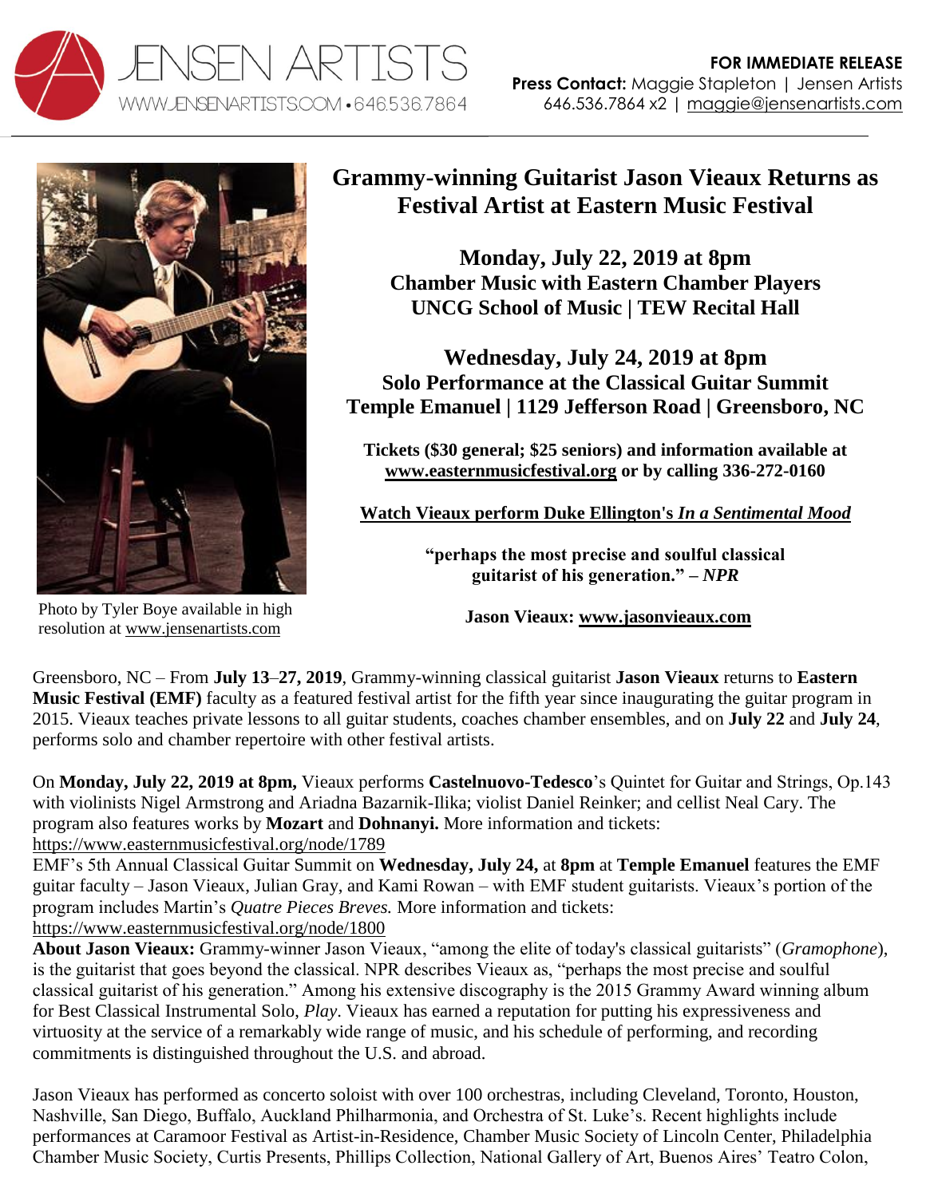JENSEN ARTISTS
WWW.JENSENARTISTS.COM • 646.536.7864

**FOR IMMEDIATE RELEASE**
**Press Contact:** Maggie Stapleton | Jensen Artists
646.536.7864 x2 | maggie@jensenartists.com

Photo by Tyler Boye available in high resolution at www.jensenartists.com

# Grammy-winning Guitarist Jason Vieaux Returns as Festival Artist at Eastern Music Festival

## Monday, July 22, 2019 at 8pm
**Chamber Music with Eastern Chamber Players**
**UNCG School of Music | TEW Recital Hall**

## Wednesday, July 24, 2019 at 8pm
**Solo Performance at the Classical Guitar Summit**
**Temple Emanuel | 1129 Jefferson Road | Greensboro, NC**

**Tickets ($30 general; $25 seniors) and information available at www.easternmusicfestival.org or by calling 336-272-0160**

**Watch Vieaux perform Duke Ellington's *In a Sentimental Mood***

**"perhaps the most precise and soulful classical guitarist of his generation." – *NPR***

**Jason Vieaux: www.jasonvieaux.com**

Greensboro, NC – From **July 13–27, 2019**, Grammy-winning classical guitarist **Jason Vieaux** returns to **Eastern Music Festival (EMF)** faculty as a featured festival artist for the fifth year since inaugurating the guitar program in 2015. Vieaux teaches private lessons to all guitar students, coaches chamber ensembles, and on **July 22** and **July 24**, performs solo and chamber repertoire with other festival artists.

On **Monday, July 22, 2019 at 8pm,** Vieaux performs **Castelnuovo-Tedesco**'s Quintet for Guitar and Strings, Op.143 with violinists Nigel Armstrong and Ariadna Bazarnik-Ilika; violist Daniel Reinker; and cellist Neal Cary. The program also features works by **Mozart** and **Dohnanyi.** More information and tickets: https://www.easternmusicfestival.org/node/1789

EMF's 5th Annual Classical Guitar Summit on **Wednesday, July 24,** at **8pm** at **Temple Emanuel** features the EMF guitar faculty – Jason Vieaux, Julian Gray, and Kami Rowan – with EMF student guitarists. Vieaux's portion of the program includes Martin's *Quatre Pieces Breves.* More information and tickets: https://www.easternmusicfestival.org/node/1800

**About Jason Vieaux:** Grammy-winner Jason Vieaux, "among the elite of today's classical guitarists" (*Gramophone*), is the guitarist that goes beyond the classical. NPR describes Vieaux as, "perhaps the most precise and soulful classical guitarist of his generation." Among his extensive discography is the 2015 Grammy Award winning album for Best Classical Instrumental Solo, *Play.* Vieaux has earned a reputation for putting his expressiveness and virtuosity at the service of a remarkably wide range of music, and his schedule of performing, and recording commitments is distinguished throughout the U.S. and abroad.

Jason Vieaux has performed as concerto soloist with over 100 orchestras, including Cleveland, Toronto, Houston, Nashville, San Diego, Buffalo, Auckland Philharmonia, and Orchestra of St. Luke's. Recent highlights include performances at Caramoor Festival as Artist-in-Residence, Chamber Music Society of Lincoln Center, Philadelphia Chamber Music Society, Curtis Presents, Phillips Collection, National Gallery of Art, Buenos Aires' Teatro Colon,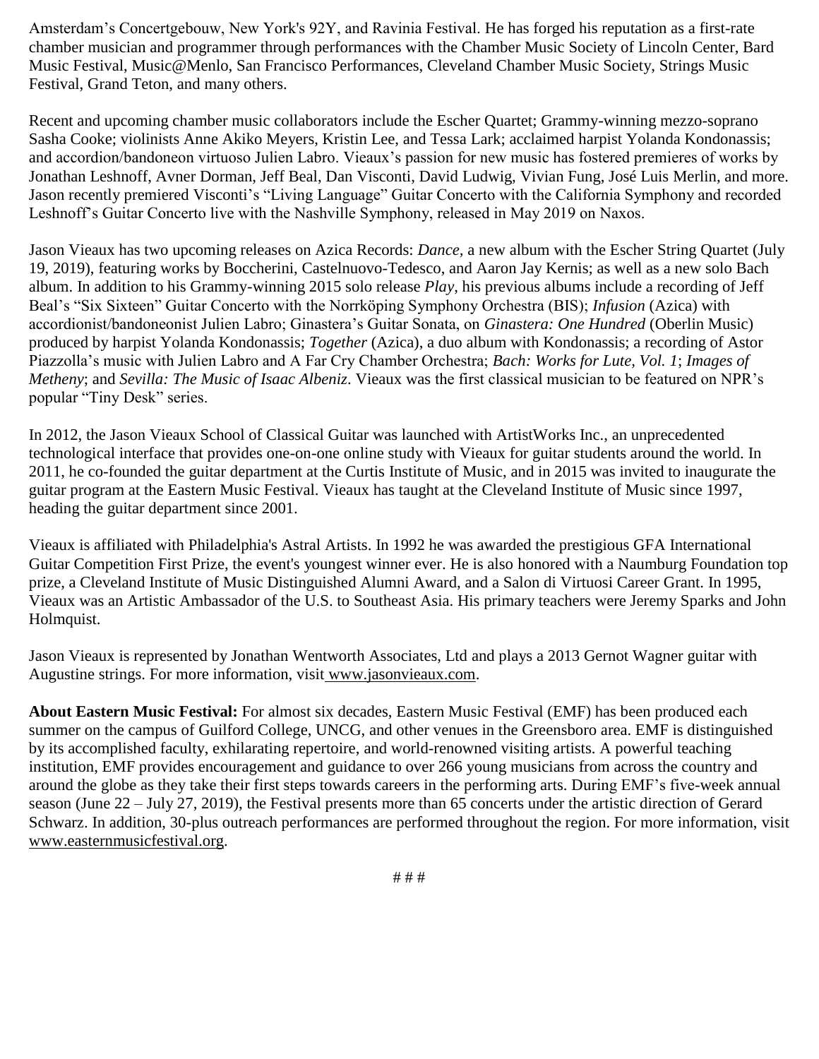Amsterdam's Concertgebouw, New York's 92Y, and Ravinia Festival. He has forged his reputation as a first-rate chamber musician and programmer through performances with the Chamber Music Society of Lincoln Center, Bard Music Festival, Music@Menlo, San Francisco Performances, Cleveland Chamber Music Society, Strings Music Festival, Grand Teton, and many others.

Recent and upcoming chamber music collaborators include the Escher Quartet; Grammy-winning mezzo-soprano Sasha Cooke; violinists Anne Akiko Meyers, Kristin Lee, and Tessa Lark; acclaimed harpist Yolanda Kondonassis; and accordion/bandoneon virtuoso Julien Labro. Vieaux's passion for new music has fostered premieres of works by Jonathan Leshnoff, Avner Dorman, Jeff Beal, Dan Visconti, David Ludwig, Vivian Fung, José Luis Merlin, and more. Jason recently premiered Visconti's "Living Language" Guitar Concerto with the California Symphony and recorded Leshnoff's Guitar Concerto live with the Nashville Symphony, released in May 2019 on Naxos.

Jason Vieaux has two upcoming releases on Azica Records: *Dance,* a new album with the Escher String Quartet (July 19, 2019), featuring works by Boccherini, Castelnuovo-Tedesco, and Aaron Jay Kernis; as well as a new solo Bach album. In addition to his Grammy-winning 2015 solo release *Play*, his previous albums include a recording of Jeff Beal's "Six Sixteen" Guitar Concerto with the Norrköping Symphony Orchestra (BIS); *Infusion* (Azica) with accordionist/bandoneonist Julien Labro; Ginastera's Guitar Sonata, on *Ginastera: One Hundred* (Oberlin Music) produced by harpist Yolanda Kondonassis; *Together* (Azica), a duo album with Kondonassis; a recording of Astor Piazzolla's music with Julien Labro and A Far Cry Chamber Orchestra; *Bach: Works for Lute, Vol. 1*; *Images of Metheny*; and *Sevilla: The Music of Isaac Albeniz*. Vieaux was the first classical musician to be featured on NPR's popular "Tiny Desk" series.

In 2012, the Jason Vieaux School of Classical Guitar was launched with ArtistWorks Inc., an unprecedented technological interface that provides one-on-one online study with Vieaux for guitar students around the world. In 2011, he co-founded the guitar department at the Curtis Institute of Music, and in 2015 was invited to inaugurate the guitar program at the Eastern Music Festival. Vieaux has taught at the Cleveland Institute of Music since 1997, heading the guitar department since 2001.

Vieaux is affiliated with Philadelphia's Astral Artists. In 1992 he was awarded the prestigious GFA International Guitar Competition First Prize, the event's youngest winner ever. He is also honored with a Naumburg Foundation top prize, a Cleveland Institute of Music Distinguished Alumni Award, and a Salon di Virtuosi Career Grant. In 1995, Vieaux was an Artistic Ambassador of the U.S. to Southeast Asia. His primary teachers were Jeremy Sparks and John Holmquist.

Jason Vieaux is represented by Jonathan Wentworth Associates, Ltd and plays a 2013 Gernot Wagner guitar with Augustine strings. For more information, visit www.jasonvieaux.com.

**About Eastern Music Festival:** For almost six decades, Eastern Music Festival (EMF) has been produced each summer on the campus of Guilford College, UNCG, and other venues in the Greensboro area. EMF is distinguished by its accomplished faculty, exhilarating repertoire, and world-renowned visiting artists. A powerful teaching institution, EMF provides encouragement and guidance to over 266 young musicians from across the country and around the globe as they take their first steps towards careers in the performing arts. During EMF's five-week annual season (June 22 – July 27, 2019), the Festival presents more than 65 concerts under the artistic direction of Gerard Schwarz. In addition, 30-plus outreach performances are performed throughout the region. For more information, visit www.easternmusicfestival.org.

# # #